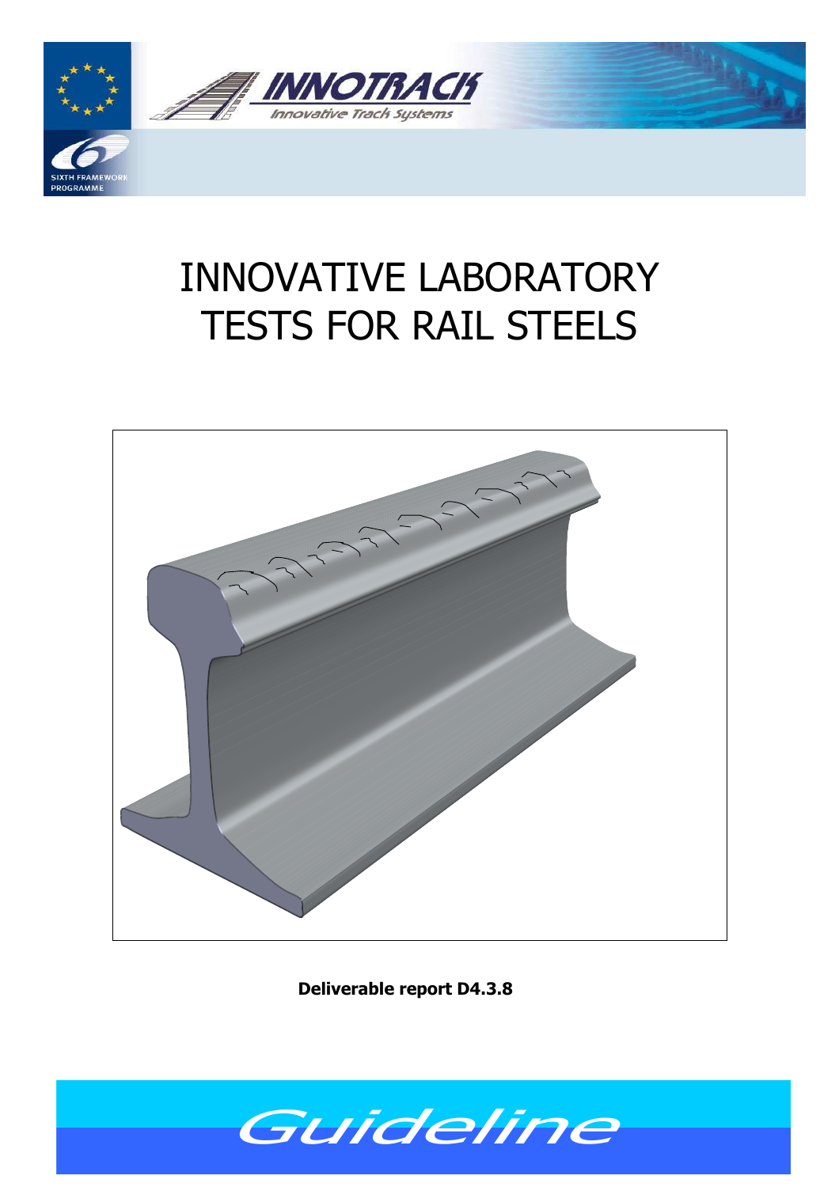INNOTRACK

Innovative Track Systems

SIXTH FRAMEWORK PROGRAMME

# INNOVATIVE LABORATORY TESTS FOR RAIL STEELS

**Deliverable report D4.3.8**

Guideline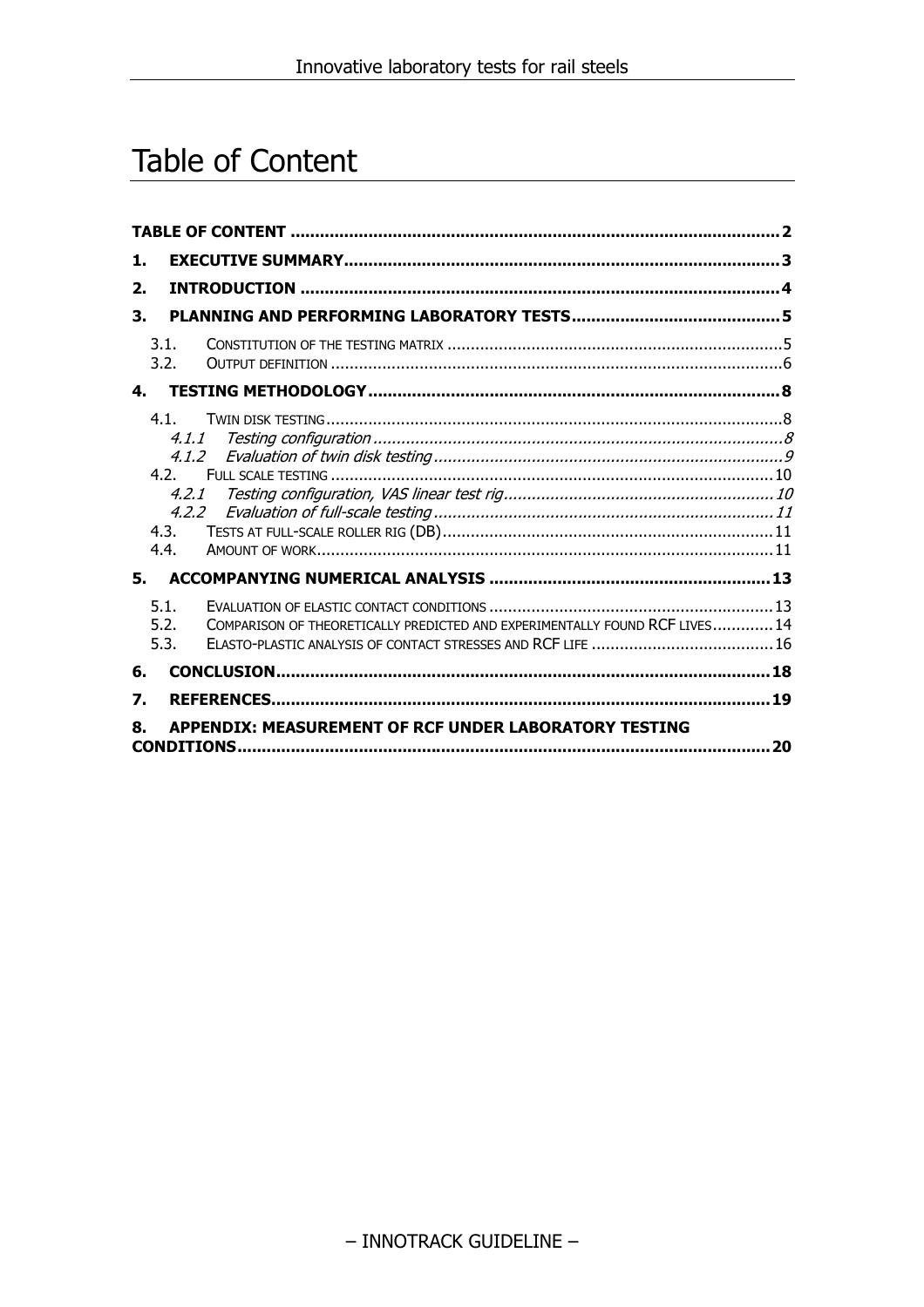# Table of Content

TABLE OF CONTENT ........................................................................................ 2

1. EXECUTIVE SUMMARY ........................................................................................ 3

2. INTRODUCTION ........................................................................................ 4

3. PLANNING AND PERFORMING LABORATORY TESTS ........................................................................................ 5

   3.1. Constitution of the testing matrix ........................................................................................ 5
   
   3.2. Output definition ........................................................................................ 6

4. TESTING METHODOLOGY ........................................................................................ 8

   4.1. Twin disk testing ........................................................................................ 8
   
   *4.1.1 Testing configuration ........................................................................................ 8*
   
   *4.1.2 Evaluation of twin disk testing ........................................................................................ 9*
   
   4.2. Full scale testing ........................................................................................ 10
   
   *4.2.1 Testing configuration, VAS linear test rig ........................................................................................ 10*
   
   *4.2.2 Evaluation of full-scale testing ........................................................................................ 11*
   
   4.3. Tests at full-scale roller rig (DB) ........................................................................................ 11
   
   4.4. Amount of work ........................................................................................ 11

5. ACCOMPANYING NUMERICAL ANALYSIS ........................................................................................ 13

   5.1. Evaluation of elastic contact conditions ........................................................................................ 13
   
   5.2. Comparison of theoretically predicted and experimentally found RCF lives ........................................................................................ 14
   
   5.3. Elasto-plastic analysis of contact stresses and RCF life ........................................................................................ 16

6. CONCLUSION ........................................................................................ 18

7. REFERENCES ........................................................................................ 19

8. APPENDIX: MEASUREMENT OF RCF UNDER LABORATORY TESTING CONDITIONS ........................................................................................ 20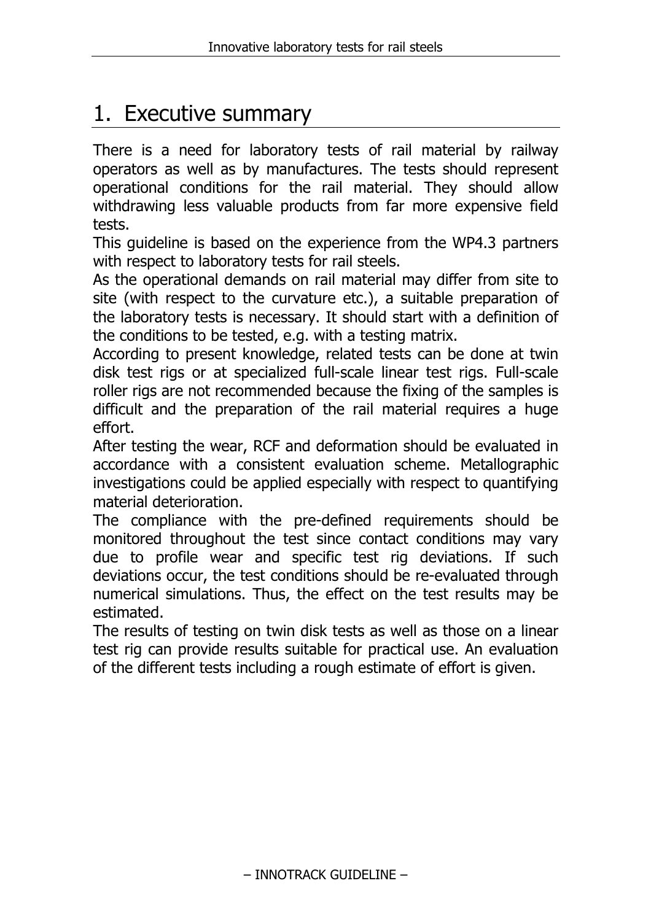# 1. Executive summary

There is a need for laboratory tests of rail material by railway operators as well as by manufactures. The tests should represent operational conditions for the rail material. They should allow withdrawing less valuable products from far more expensive field tests.

This guideline is based on the experience from the WP4.3 partners with respect to laboratory tests for rail steels.

As the operational demands on rail material may differ from site to site (with respect to the curvature etc.), a suitable preparation of the laboratory tests is necessary. It should start with a definition of the conditions to be tested, e.g. with a testing matrix.

According to present knowledge, related tests can be done at twin disk test rigs or at specialized full-scale linear test rigs. Full-scale roller rigs are not recommended because the fixing of the samples is difficult and the preparation of the rail material requires a huge effort.

After testing the wear, RCF and deformation should be evaluated in accordance with a consistent evaluation scheme. Metallographic investigations could be applied especially with respect to quantifying material deterioration.

The compliance with the pre-defined requirements should be monitored throughout the test since contact conditions may vary due to profile wear and specific test rig deviations. If such deviations occur, the test conditions should be re-evaluated through numerical simulations. Thus, the effect on the test results may be estimated.

The results of testing on twin disk tests as well as those on a linear test rig can provide results suitable for practical use. An evaluation of the different tests including a rough estimate of effort is given.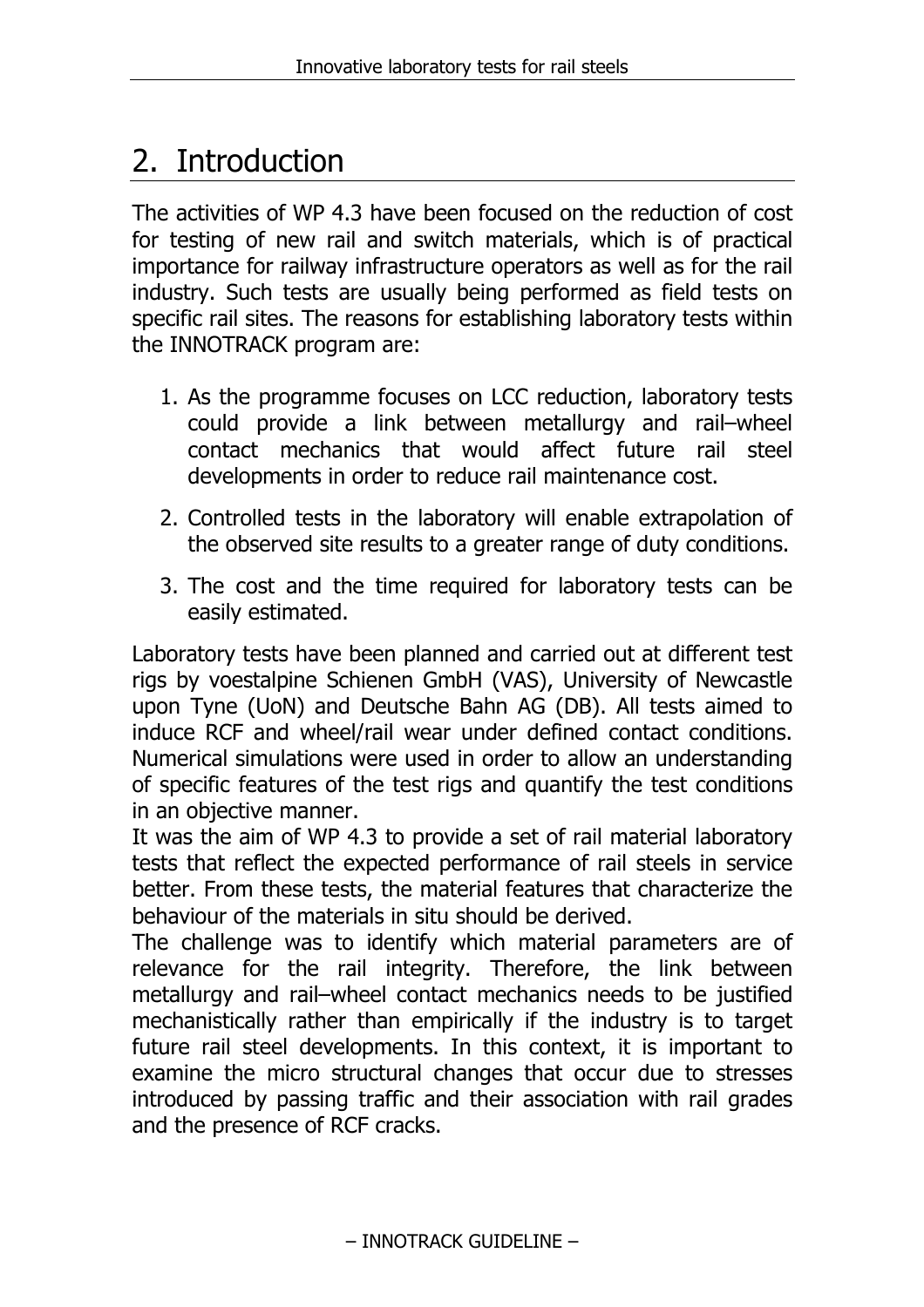# 2. Introduction

The activities of WP 4.3 have been focused on the reduction of cost for testing of new rail and switch materials, which is of practical importance for railway infrastructure operators as well as for the rail industry. Such tests are usually being performed as field tests on specific rail sites. The reasons for establishing laboratory tests within the INNOTRACK program are:

1. As the programme focuses on LCC reduction, laboratory tests could provide a link between metallurgy and rail–wheel contact mechanics that would affect future rail steel developments in order to reduce rail maintenance cost.
2. Controlled tests in the laboratory will enable extrapolation of the observed site results to a greater range of duty conditions.
3. The cost and the time required for laboratory tests can be easily estimated.

Laboratory tests have been planned and carried out at different test rigs by voestalpine Schienen GmbH (VAS), University of Newcastle upon Tyne (UoN) and Deutsche Bahn AG (DB). All tests aimed to induce RCF and wheel/rail wear under defined contact conditions. Numerical simulations were used in order to allow an understanding of specific features of the test rigs and quantify the test conditions in an objective manner.

It was the aim of WP 4.3 to provide a set of rail material laboratory tests that reflect the expected performance of rail steels in service better. From these tests, the material features that characterize the behaviour of the materials in situ should be derived.

The challenge was to identify which material parameters are of relevance for the rail integrity. Therefore, the link between metallurgy and rail–wheel contact mechanics needs to be justified mechanistically rather than empirically if the industry is to target future rail steel developments. In this context, it is important to examine the micro structural changes that occur due to stresses introduced by passing traffic and their association with rail grades and the presence of RCF cracks.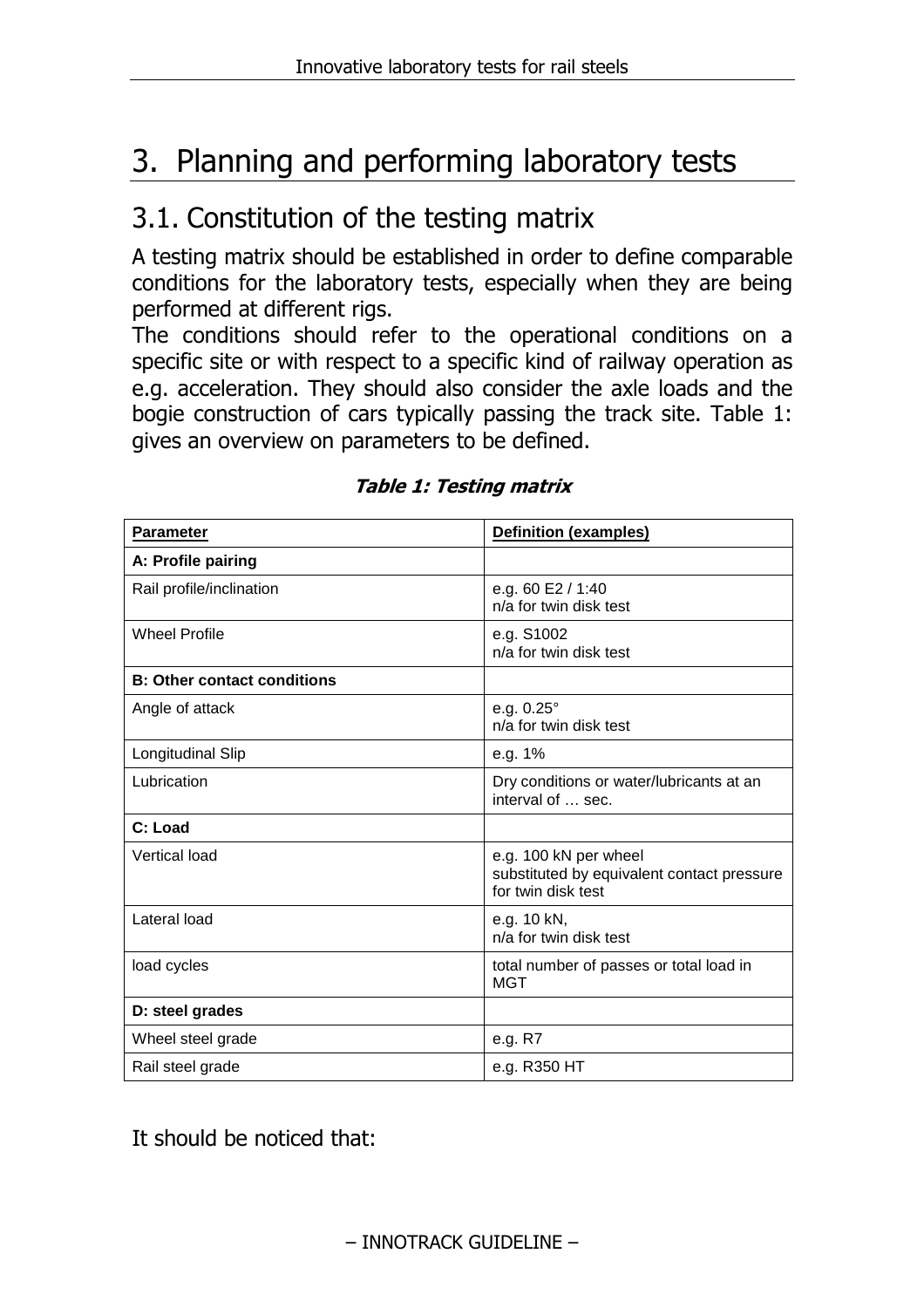# 3. Planning and performing laboratory tests

## 3.1. Constitution of the testing matrix

A testing matrix should be established in order to define comparable conditions for the laboratory tests, especially when they are being performed at different rigs.

The conditions should refer to the operational conditions on a specific site or with respect to a specific kind of railway operation as e.g. acceleration. They should also consider the axle loads and the bogie construction of cars typically passing the track site. Table 1: gives an overview on parameters to be defined.

***Table 1: Testing matrix***

| Parameter | Definition (examples) |
|---|---|
| **A: Profile pairing** | |
| Rail profile/inclination | e.g. 60 E2 / 1:40<br>n/a for twin disk test |
| Wheel Profile | e.g. S1002<br>n/a for twin disk test |
| **B: Other contact conditions** | |
| Angle of attack | e.g. 0.25°<br>n/a for twin disk test |
| Longitudinal Slip | e.g. 1% |
| Lubrication | Dry conditions or water/lubricants at an interval of … sec. |
| **C: Load** | |
| Vertical load | e.g. 100 kN per wheel<br>substituted by equivalent contact pressure for twin disk test |
| Lateral load | e.g. 10 kN,<br>n/a for twin disk test |
| load cycles | total number of passes or total load in MGT |
| **D: steel grades** | |
| Wheel steel grade | e.g. R7 |
| Rail steel grade | e.g. R350 HT |

It should be noticed that: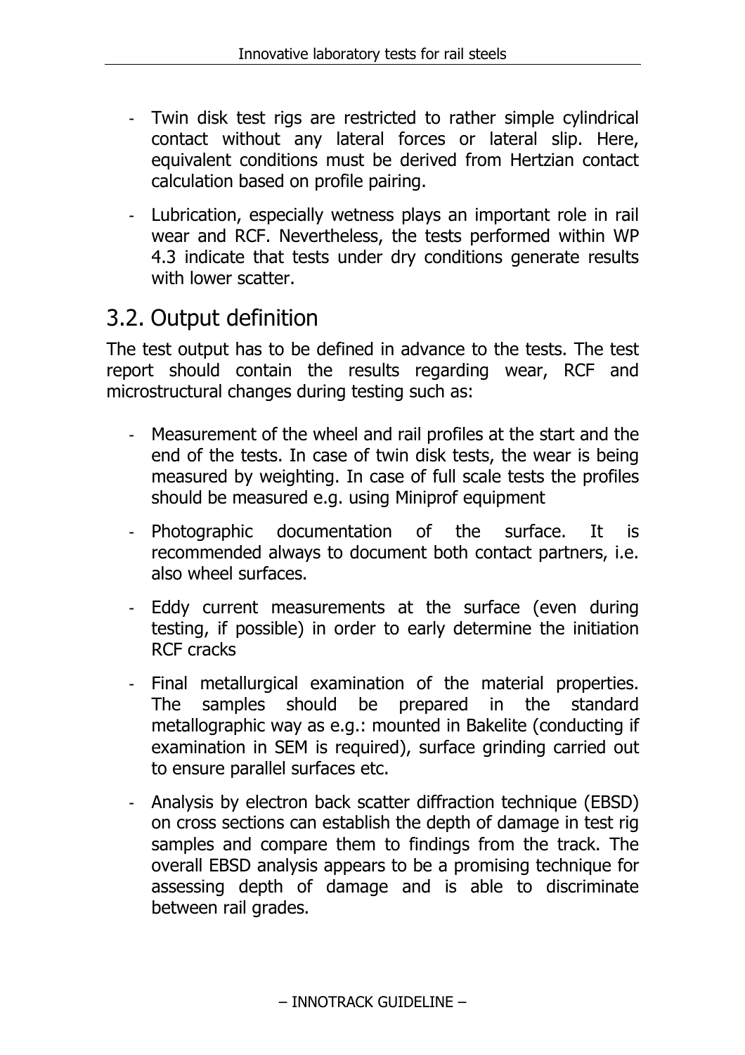- Twin disk test rigs are restricted to rather simple cylindrical contact without any lateral forces or lateral slip. Here, equivalent conditions must be derived from Hertzian contact calculation based on profile pairing.
- Lubrication, especially wetness plays an important role in rail wear and RCF. Nevertheless, the tests performed within WP 4.3 indicate that tests under dry conditions generate results with lower scatter.

## 3.2. Output definition

The test output has to be defined in advance to the tests. The test report should contain the results regarding wear, RCF and microstructural changes during testing such as:

- Measurement of the wheel and rail profiles at the start and the end of the tests. In case of twin disk tests, the wear is being measured by weighting. In case of full scale tests the profiles should be measured e.g. using Miniprof equipment
- Photographic documentation of the surface. It is recommended always to document both contact partners, i.e. also wheel surfaces.
- Eddy current measurements at the surface (even during testing, if possible) in order to early determine the initiation RCF cracks
- Final metallurgical examination of the material properties. The samples should be prepared in the standard metallographic way as e.g.: mounted in Bakelite (conducting if examination in SEM is required), surface grinding carried out to ensure parallel surfaces etc.
- Analysis by electron back scatter diffraction technique (EBSD) on cross sections can establish the depth of damage in test rig samples and compare them to findings from the track. The overall EBSD analysis appears to be a promising technique for assessing depth of damage and is able to discriminate between rail grades.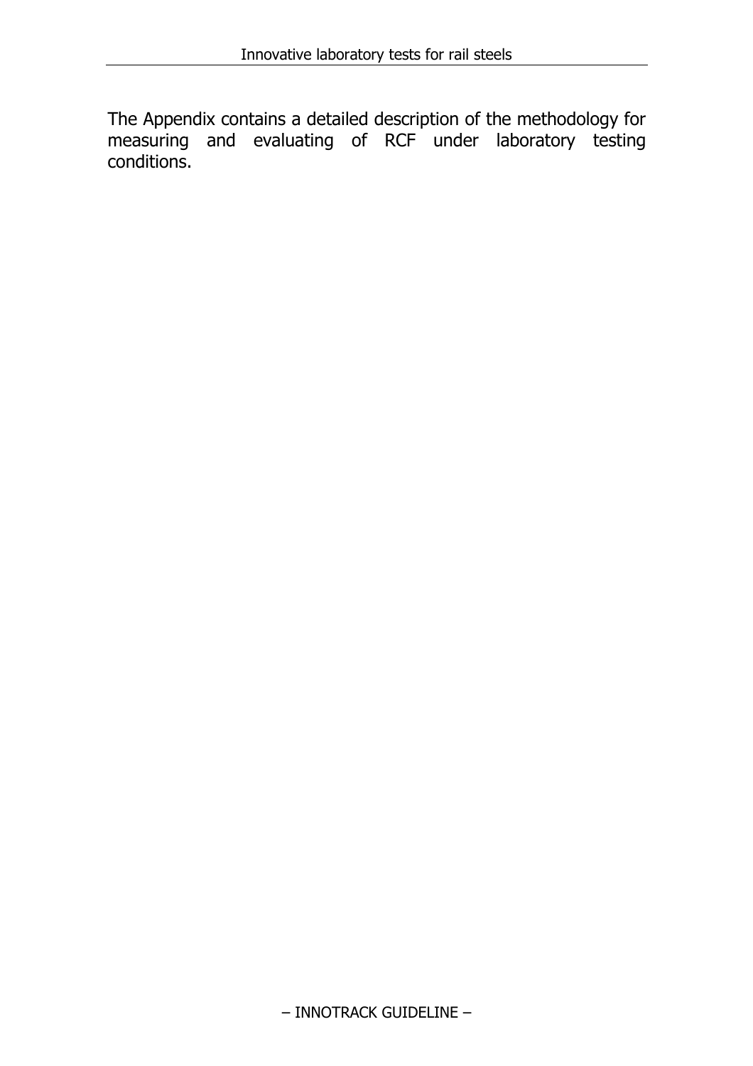The Appendix contains a detailed description of the methodology for measuring and evaluating of RCF under laboratory testing conditions.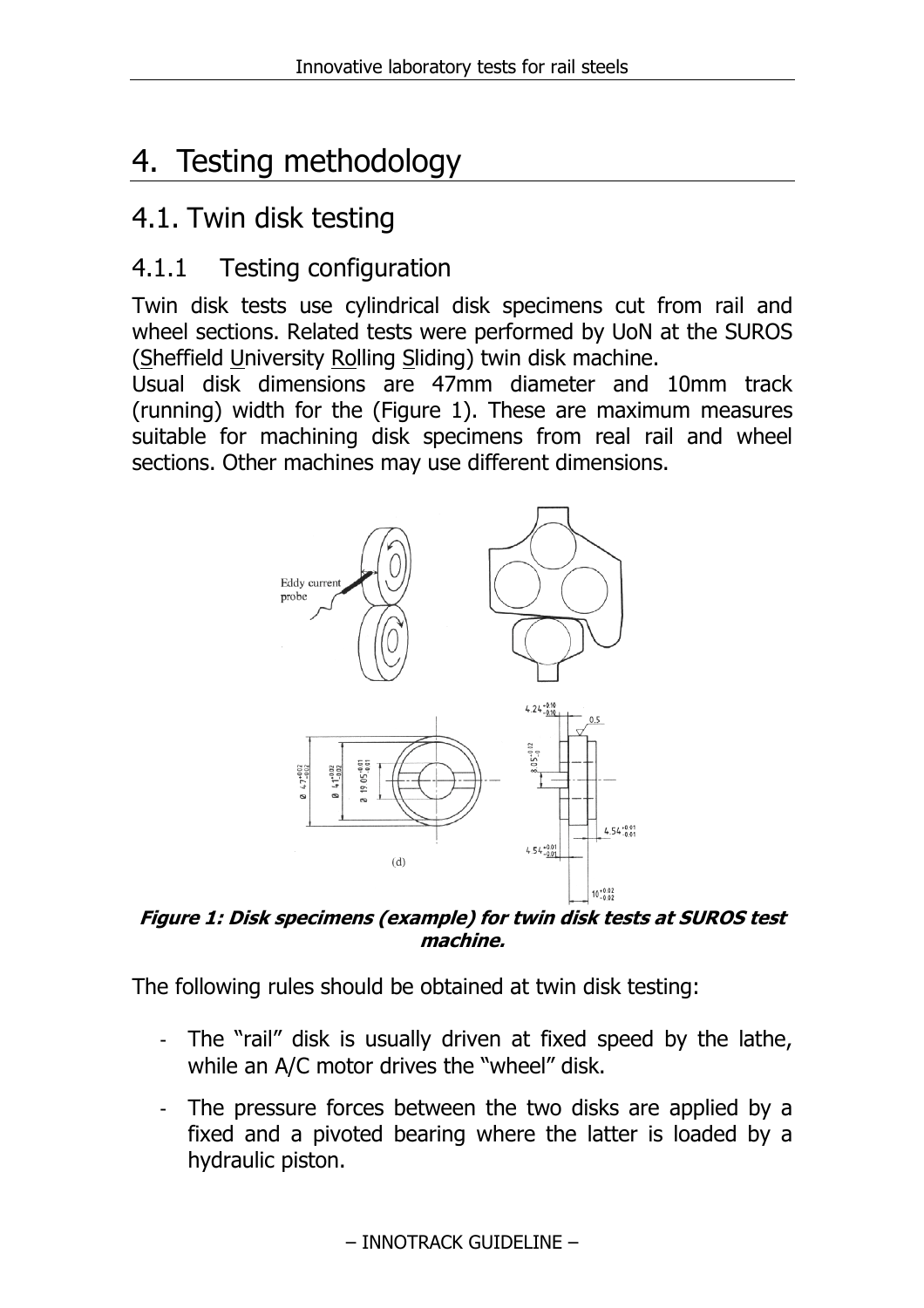# 4. Testing methodology

## 4.1. Twin disk testing

### 4.1.1 Testing configuration

Twin disk tests use cylindrical disk specimens cut from rail and wheel sections. Related tests were performed by UoN at the SUROS (Sheffield University Rolling Sliding) twin disk machine.

Usual disk dimensions are 47mm diameter and 10mm track (running) width for the (Figure 1). These are maximum measures suitable for machining disk specimens from real rail and wheel sections. Other machines may use different dimensions.

***Figure 1: Disk specimens (example) for twin disk tests at SUROS test machine.***

The following rules should be obtained at twin disk testing:

- The "rail" disk is usually driven at fixed speed by the lathe, while an A/C motor drives the "wheel" disk.
- The pressure forces between the two disks are applied by a fixed and a pivoted bearing where the latter is loaded by a hydraulic piston.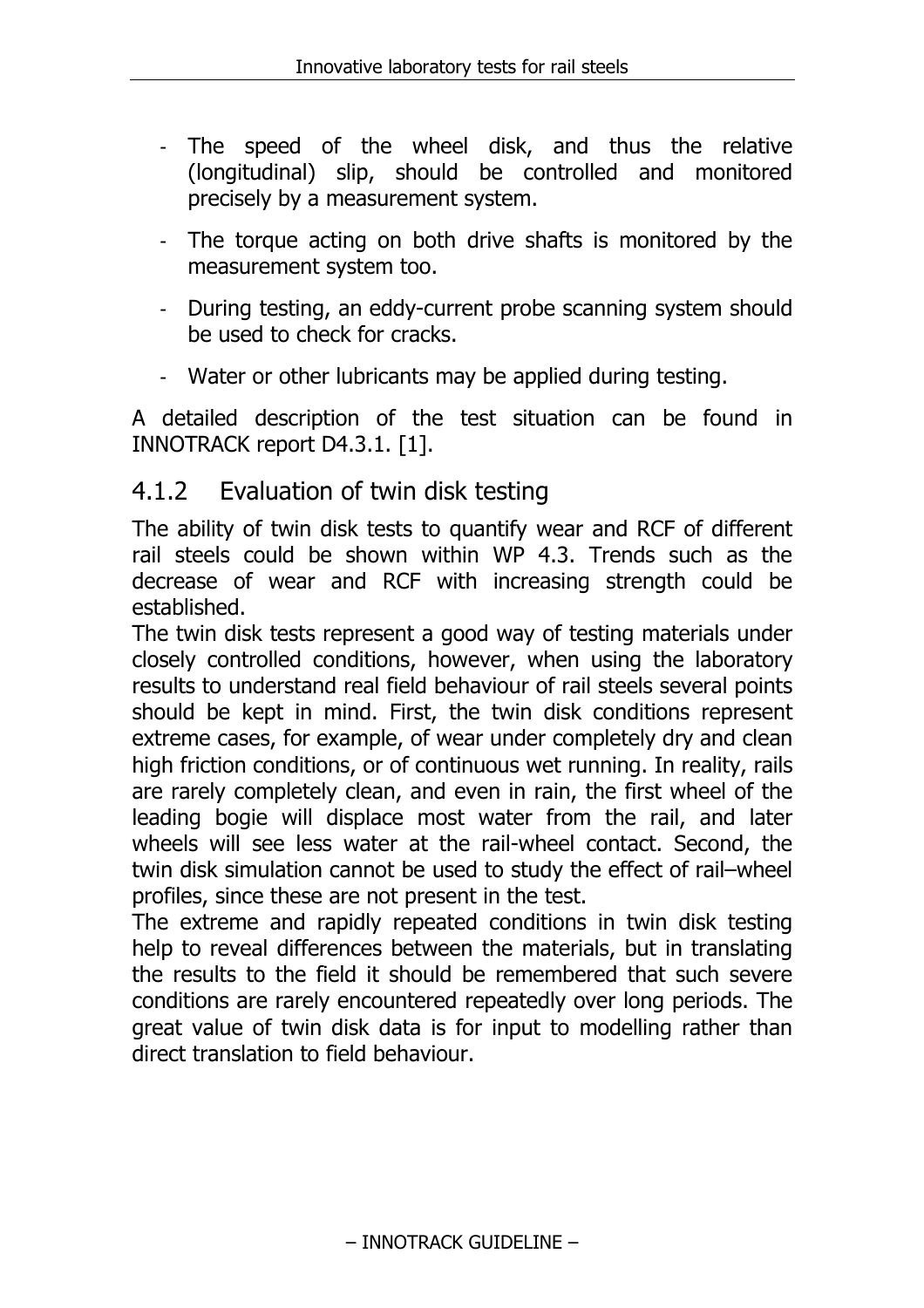- The speed of the wheel disk, and thus the relative (longitudinal) slip, should be controlled and monitored precisely by a measurement system.
- The torque acting on both drive shafts is monitored by the measurement system too.
- During testing, an eddy-current probe scanning system should be used to check for cracks.
- Water or other lubricants may be applied during testing.

A detailed description of the test situation can be found in INNOTRACK report D4.3.1. [1].

### 4.1.2 Evaluation of twin disk testing

The ability of twin disk tests to quantify wear and RCF of different rail steels could be shown within WP 4.3. Trends such as the decrease of wear and RCF with increasing strength could be established.

The twin disk tests represent a good way of testing materials under closely controlled conditions, however, when using the laboratory results to understand real field behaviour of rail steels several points should be kept in mind. First, the twin disk conditions represent extreme cases, for example, of wear under completely dry and clean high friction conditions, or of continuous wet running. In reality, rails are rarely completely clean, and even in rain, the first wheel of the leading bogie will displace most water from the rail, and later wheels will see less water at the rail-wheel contact. Second, the twin disk simulation cannot be used to study the effect of rail–wheel profiles, since these are not present in the test.

The extreme and rapidly repeated conditions in twin disk testing help to reveal differences between the materials, but in translating the results to the field it should be remembered that such severe conditions are rarely encountered repeatedly over long periods. The great value of twin disk data is for input to modelling rather than direct translation to field behaviour.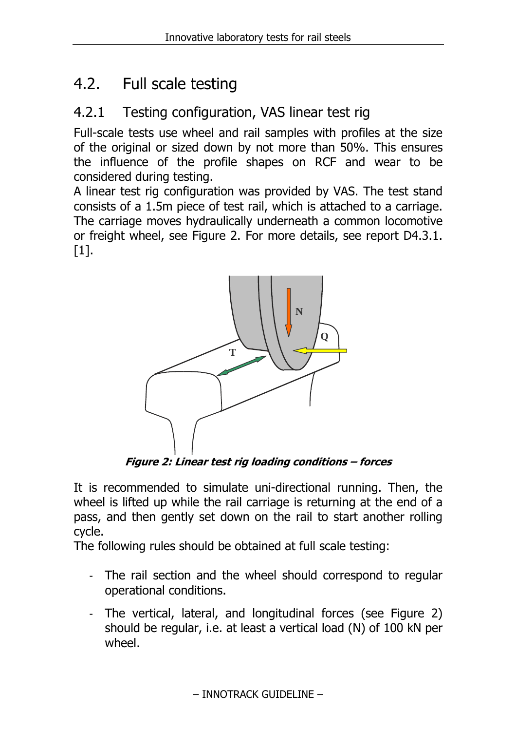## 4.2. Full scale testing

### 4.2.1 Testing configuration, VAS linear test rig

Full-scale tests use wheel and rail samples with profiles at the size of the original or sized down by not more than 50%. This ensures the influence of the profile shapes on RCF and wear to be considered during testing.

A linear test rig configuration was provided by VAS. The test stand consists of a 1.5m piece of test rail, which is attached to a carriage. The carriage moves hydraulically underneath a common locomotive or freight wheel, see Figure 2. For more details, see report D4.3.1. [1].

***Figure 2: Linear test rig loading conditions – forces***

It is recommended to simulate uni-directional running. Then, the wheel is lifted up while the rail carriage is returning at the end of a pass, and then gently set down on the rail to start another rolling cycle.

The following rules should be obtained at full scale testing:

- The rail section and the wheel should correspond to regular operational conditions.
- The vertical, lateral, and longitudinal forces (see Figure 2) should be regular, i.e. at least a vertical load (N) of 100 kN per wheel.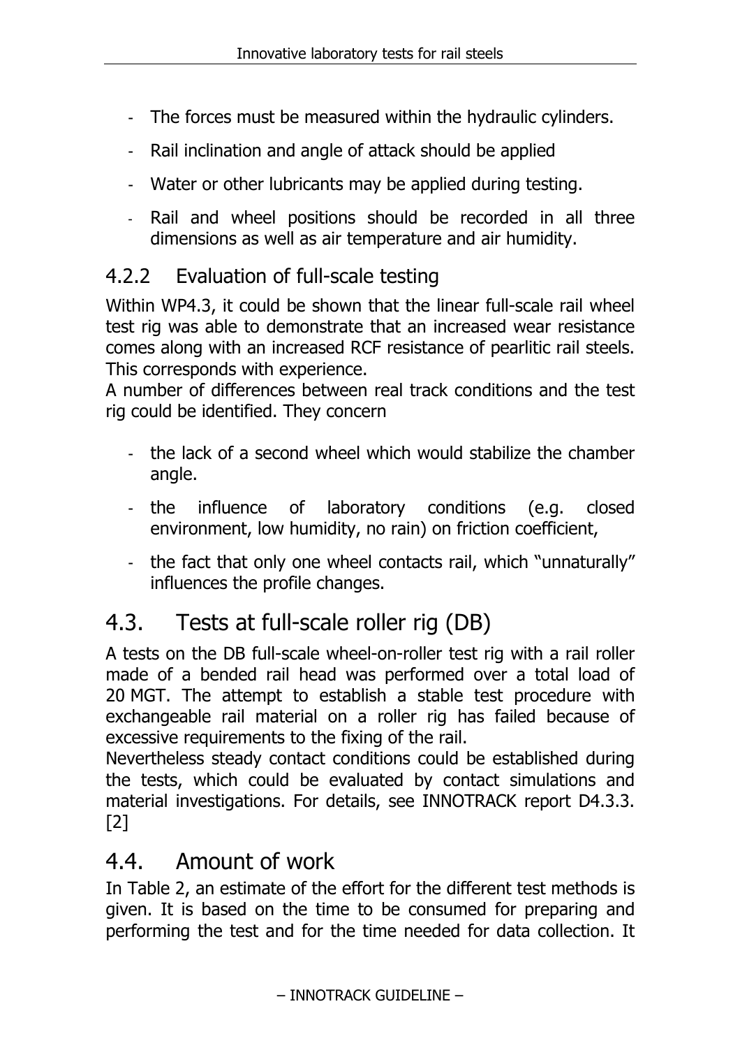- The forces must be measured within the hydraulic cylinders.
- Rail inclination and angle of attack should be applied
- Water or other lubricants may be applied during testing.
- Rail and wheel positions should be recorded in all three dimensions as well as air temperature and air humidity.

### 4.2.2 Evaluation of full-scale testing

Within WP4.3, it could be shown that the linear full-scale rail wheel test rig was able to demonstrate that an increased wear resistance comes along with an increased RCF resistance of pearlitic rail steels. This corresponds with experience.
A number of differences between real track conditions and the test rig could be identified. They concern

- the lack of a second wheel which would stabilize the chamber angle.
- the influence of laboratory conditions (e.g. closed environment, low humidity, no rain) on friction coefficient,
- the fact that only one wheel contacts rail, which "unnaturally" influences the profile changes.

## 4.3. Tests at full-scale roller rig (DB)

A tests on the DB full-scale wheel-on-roller test rig with a rail roller made of a bended rail head was performed over a total load of 20 MGT. The attempt to establish a stable test procedure with exchangeable rail material on a roller rig has failed because of excessive requirements to the fixing of the rail.
Nevertheless steady contact conditions could be established during the tests, which could be evaluated by contact simulations and material investigations. For details, see INNOTRACK report D4.3.3. [2]

## 4.4. Amount of work

In Table 2, an estimate of the effort for the different test methods is given. It is based on the time to be consumed for preparing and performing the test and for the time needed for data collection. It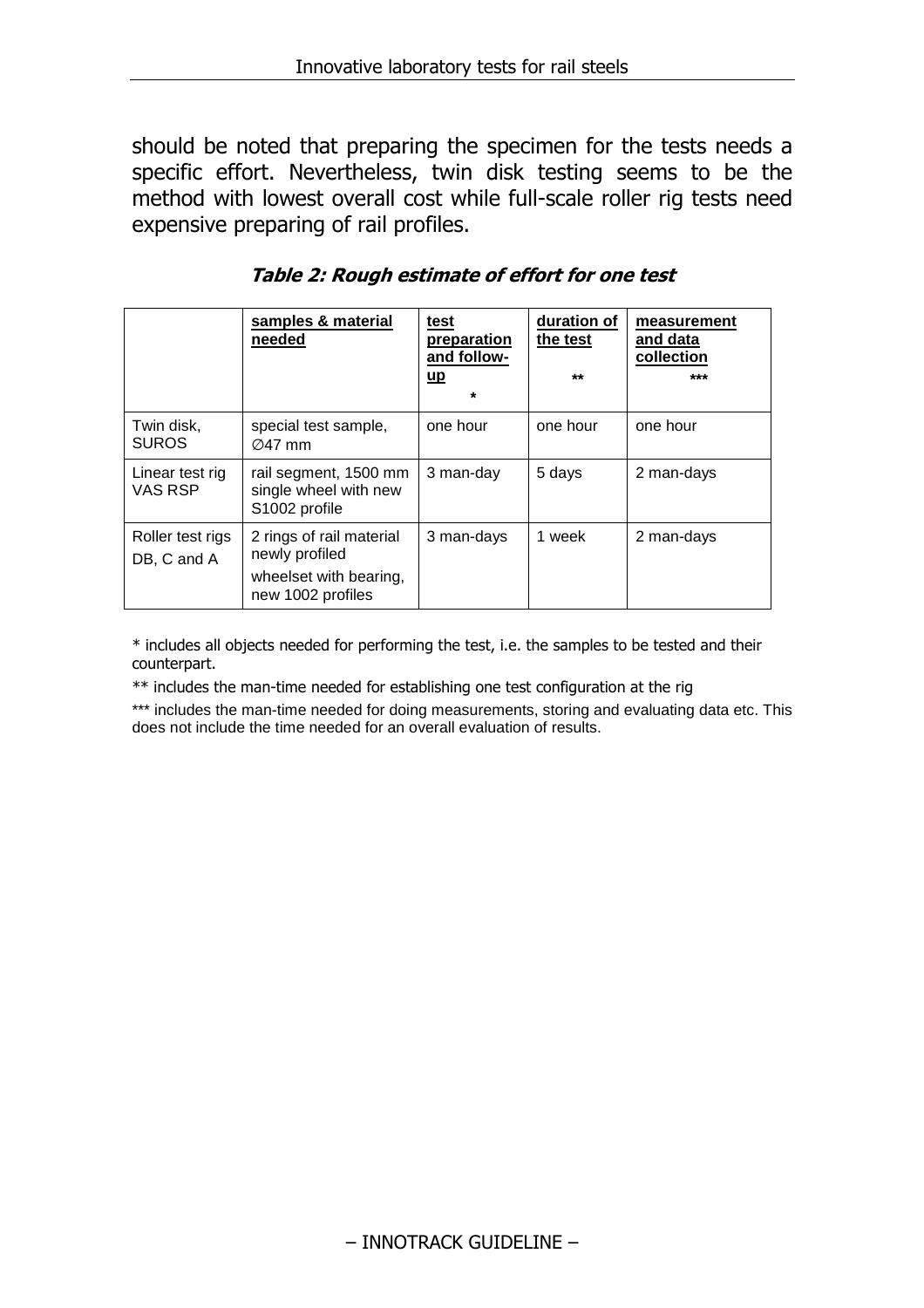should be noted that preparing the specimen for the tests needs a specific effort. Nevertheless, twin disk testing seems to be the method with lowest overall cost while full-scale roller rig tests need expensive preparing of rail profiles.

***Table 2: Rough estimate of effort for one test***

| | samples & material needed | test preparation and follow-up * | duration of the test ** | measurement and data collection *** |
|---|---|---|---|---|
| Twin disk, SUROS | special test sample, ∅47 mm | one hour | one hour | one hour |
| Linear test rig VAS RSP | rail segment, 1500 mm single wheel with new S1002 profile | 3 man-day | 5 days | 2 man-days |
| Roller test rigs DB, C and A | 2 rings of rail material newly profiled<br>wheelset with bearing, new 1002 profiles | 3 man-days | 1 week | 2 man-days |

* includes all objects needed for performing the test, i.e. the samples to be tested and their counterpart.

** includes the man-time needed for establishing one test configuration at the rig

*** includes the man-time needed for doing measurements, storing and evaluating data etc. This does not include the time needed for an overall evaluation of results.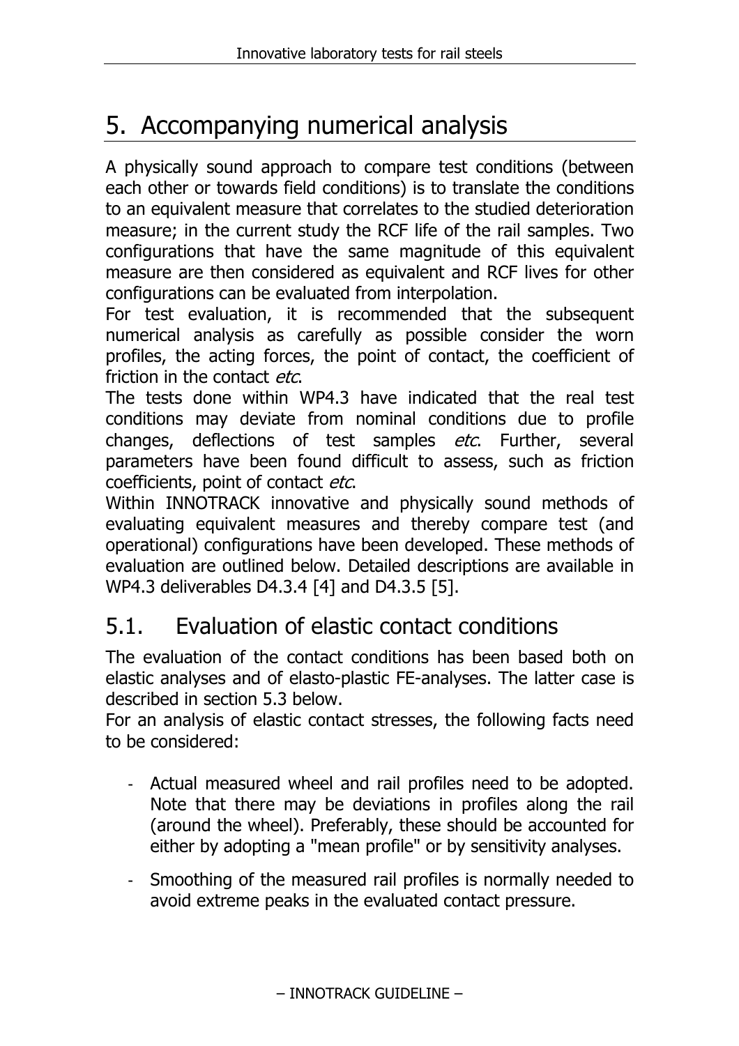# 5. Accompanying numerical analysis

A physically sound approach to compare test conditions (between each other or towards field conditions) is to translate the conditions to an equivalent measure that correlates to the studied deterioration measure; in the current study the RCF life of the rail samples. Two configurations that have the same magnitude of this equivalent measure are then considered as equivalent and RCF lives for other configurations can be evaluated from interpolation.

For test evaluation, it is recommended that the subsequent numerical analysis as carefully as possible consider the worn profiles, the acting forces, the point of contact, the coefficient of friction in the contact *etc*.

The tests done within WP4.3 have indicated that the real test conditions may deviate from nominal conditions due to profile changes, deflections of test samples *etc*. Further, several parameters have been found difficult to assess, such as friction coefficients, point of contact *etc*.

Within INNOTRACK innovative and physically sound methods of evaluating equivalent measures and thereby compare test (and operational) configurations have been developed. These methods of evaluation are outlined below. Detailed descriptions are available in WP4.3 deliverables D4.3.4 [4] and D4.3.5 [5].

## 5.1. Evaluation of elastic contact conditions

The evaluation of the contact conditions has been based both on elastic analyses and of elasto-plastic FE-analyses. The latter case is described in section 5.3 below.

For an analysis of elastic contact stresses, the following facts need to be considered:

- Actual measured wheel and rail profiles need to be adopted. Note that there may be deviations in profiles along the rail (around the wheel). Preferably, these should be accounted for either by adopting a "mean profile" or by sensitivity analyses.
- Smoothing of the measured rail profiles is normally needed to avoid extreme peaks in the evaluated contact pressure.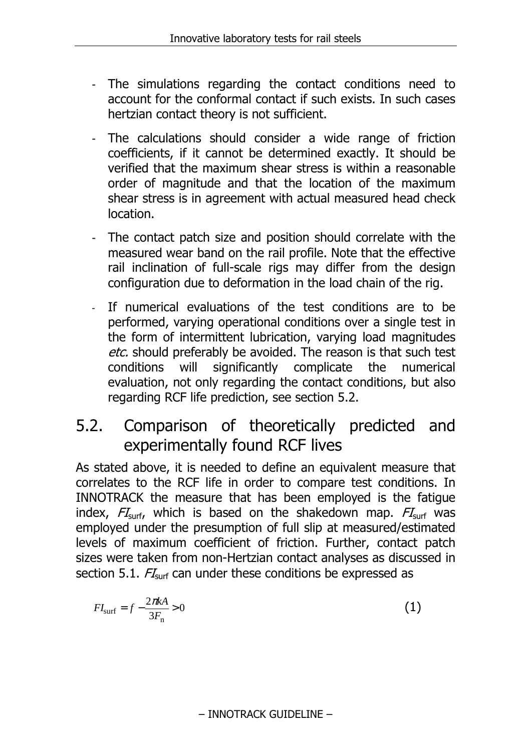- The simulations regarding the contact conditions need to account for the conformal contact if such exists. In such cases hertzian contact theory is not sufficient.
- The calculations should consider a wide range of friction coefficients, if it cannot be determined exactly. It should be verified that the maximum shear stress is within a reasonable order of magnitude and that the location of the maximum shear stress is in agreement with actual measured head check location.
- The contact patch size and position should correlate with the measured wear band on the rail profile. Note that the effective rail inclination of full-scale rigs may differ from the design configuration due to deformation in the load chain of the rig.
- If numerical evaluations of the test conditions are to be performed, varying operational conditions over a single test in the form of intermittent lubrication, varying load magnitudes *etc.* should preferably be avoided. The reason is that such test conditions will significantly complicate the numerical evaluation, not only regarding the contact conditions, but also regarding RCF life prediction, see section 5.2.

## 5.2. Comparison of theoretically predicted and experimentally found RCF lives

As stated above, it is needed to define an equivalent measure that correlates to the RCF life in order to compare test conditions. In INNOTRACK the measure that has been employed is the fatigue index, $FI_{\mathrm{surf}}$, which is based on the shakedown map. $FI_{\mathrm{surf}}$ was employed under the presumption of full slip at measured/estimated levels of maximum coefficient of friction. Further, contact patch sizes were taken from non-Hertzian contact analyses as discussed in section 5.1. $FI_{\mathrm{surf}}$ can under these conditions be expressed as

$$FI_{\mathrm{surf}} = f - \frac{2\pi kA}{3F_{\mathrm{n}}} > 0 \qquad (1)$$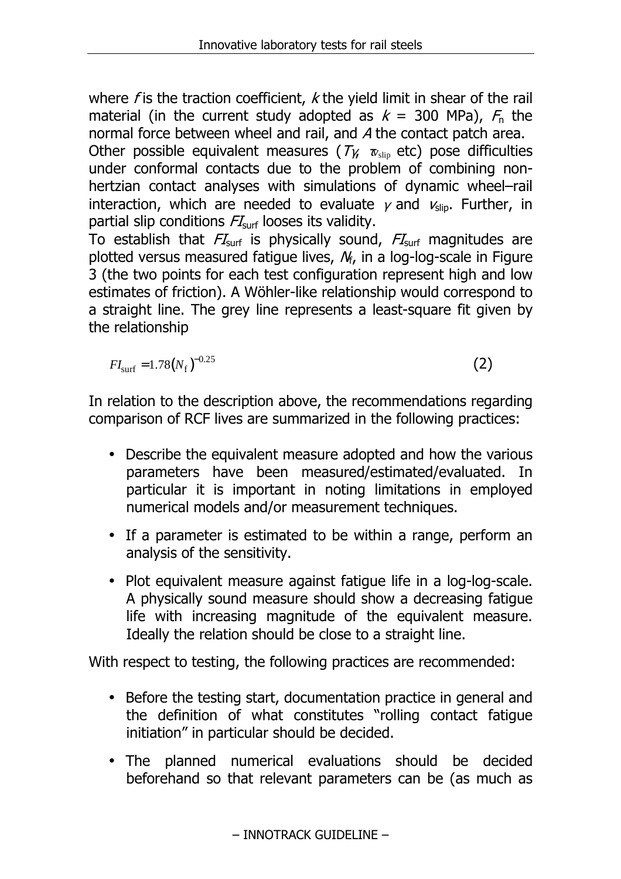where $f$ is the traction coefficient, $k$ the yield limit in shear of the rail material (in the current study adopted as $k$ = 300 MPa), $F_n$ the normal force between wheel and rail, and $A$ the contact patch area.

Other possible equivalent measures ($T\gamma$, $\tau v_{\text{slip}}$ etc) pose difficulties under conformal contacts due to the problem of combining non-hertzian contact analyses with simulations of dynamic wheel–rail interaction, which are needed to evaluate $\gamma$ and $v_{\text{slip}}$. Further, in partial slip conditions $FI_{\text{surf}}$ looses its validity.

To establish that $FI_{\text{surf}}$ is physically sound, $FI_{\text{surf}}$ magnitudes are plotted versus measured fatigue lives, $N_f$, in a log-log-scale in Figure 3 (the two points for each test configuration represent high and low estimates of friction). A Wöhler-like relationship would correspond to a straight line. The grey line represents a least-square fit given by the relationship

$$FI_{\text{surf}} = 1.78(N_{\text{f}})^{-0.25} \tag{2}$$

In relation to the description above, the recommendations regarding comparison of RCF lives are summarized in the following practices:

- Describe the equivalent measure adopted and how the various parameters have been measured/estimated/evaluated. In particular it is important in noting limitations in employed numerical models and/or measurement techniques.
- If a parameter is estimated to be within a range, perform an analysis of the sensitivity.
- Plot equivalent measure against fatigue life in a log-log-scale. A physically sound measure should show a decreasing fatigue life with increasing magnitude of the equivalent measure. Ideally the relation should be close to a straight line.

With respect to testing, the following practices are recommended:

- Before the testing start, documentation practice in general and the definition of what constitutes "rolling contact fatigue initiation" in particular should be decided.
- The planned numerical evaluations should be decided beforehand so that relevant parameters can be (as much as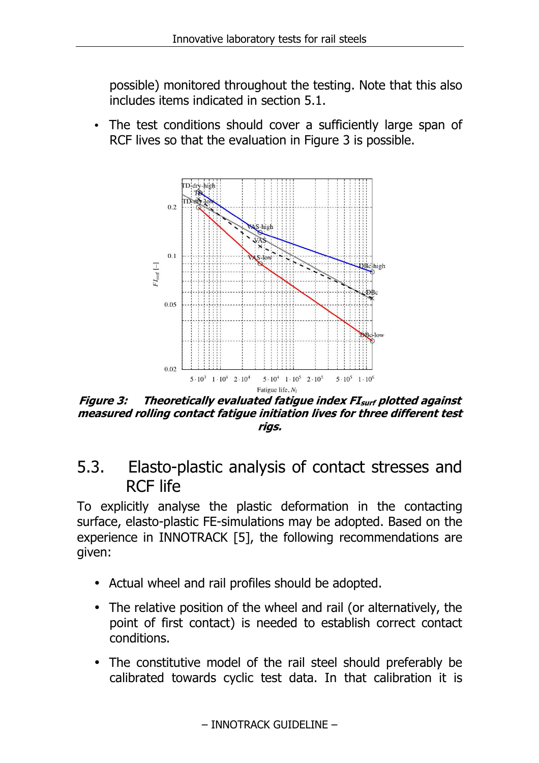possible) monitored throughout the testing. Note that this also includes items indicated in section 5.1.

- The test conditions should cover a sufficiently large span of RCF lives so that the evaluation in Figure 3 is possible.

***Figure 3: Theoretically evaluated fatigue index $FI_{surf}$ plotted against measured rolling contact fatigue initiation lives for three different test rigs.***

## 5.3. Elasto-plastic analysis of contact stresses and RCF life

To explicitly analyse the plastic deformation in the contacting surface, elasto-plastic FE-simulations may be adopted. Based on the experience in INNOTRACK [5], the following recommendations are given:

- Actual wheel and rail profiles should be adopted.
- The relative position of the wheel and rail (or alternatively, the point of first contact) is needed to establish correct contact conditions.
- The constitutive model of the rail steel should preferably be calibrated towards cyclic test data. In that calibration it is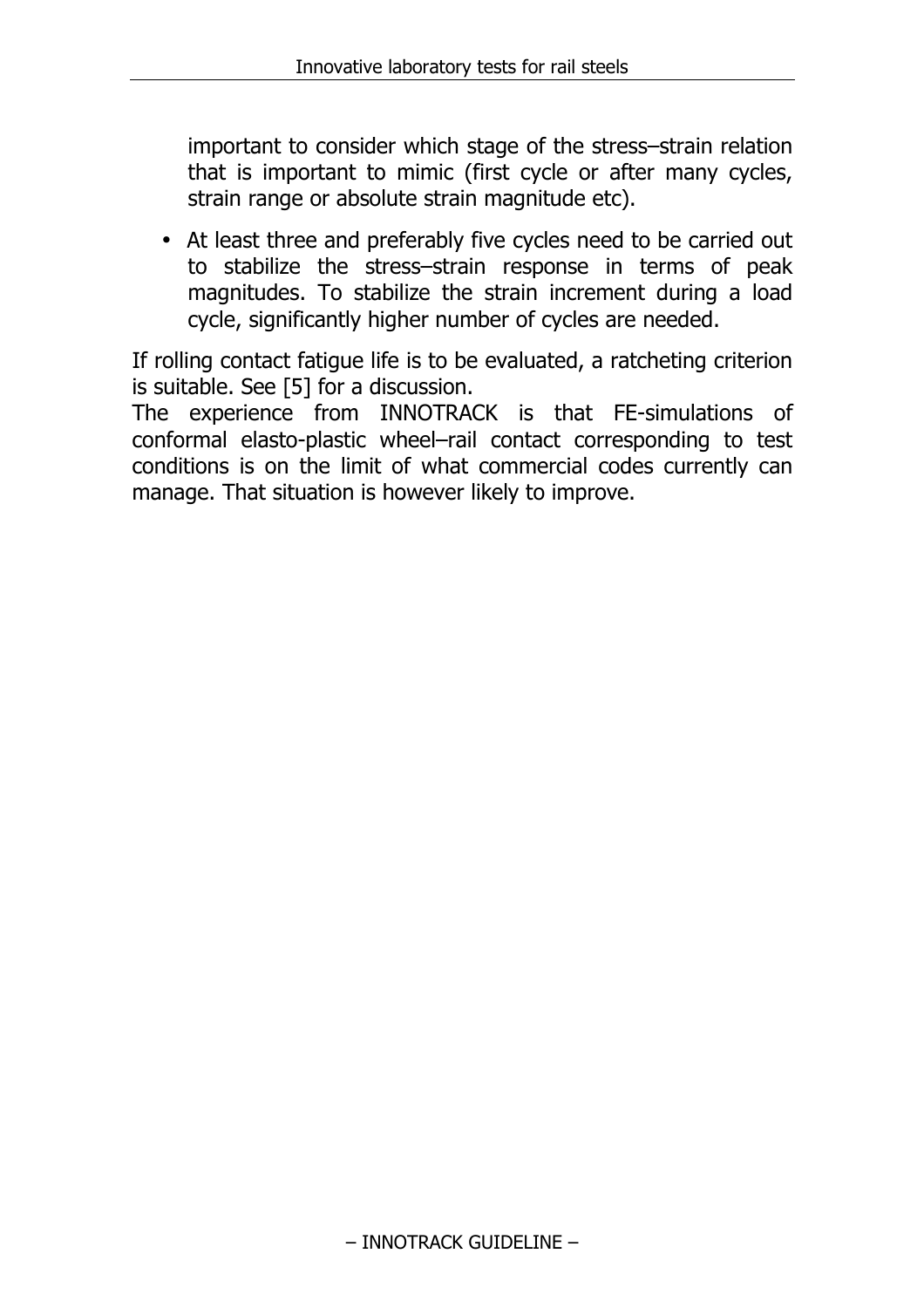important to consider which stage of the stress–strain relation that is important to mimic (first cycle or after many cycles, strain range or absolute strain magnitude etc).

- At least three and preferably five cycles need to be carried out to stabilize the stress–strain response in terms of peak magnitudes. To stabilize the strain increment during a load cycle, significantly higher number of cycles are needed.

If rolling contact fatigue life is to be evaluated, a ratcheting criterion is suitable. See [5] for a discussion.
The experience from INNOTRACK is that FE-simulations of conformal elasto-plastic wheel–rail contact corresponding to test conditions is on the limit of what commercial codes currently can manage. That situation is however likely to improve.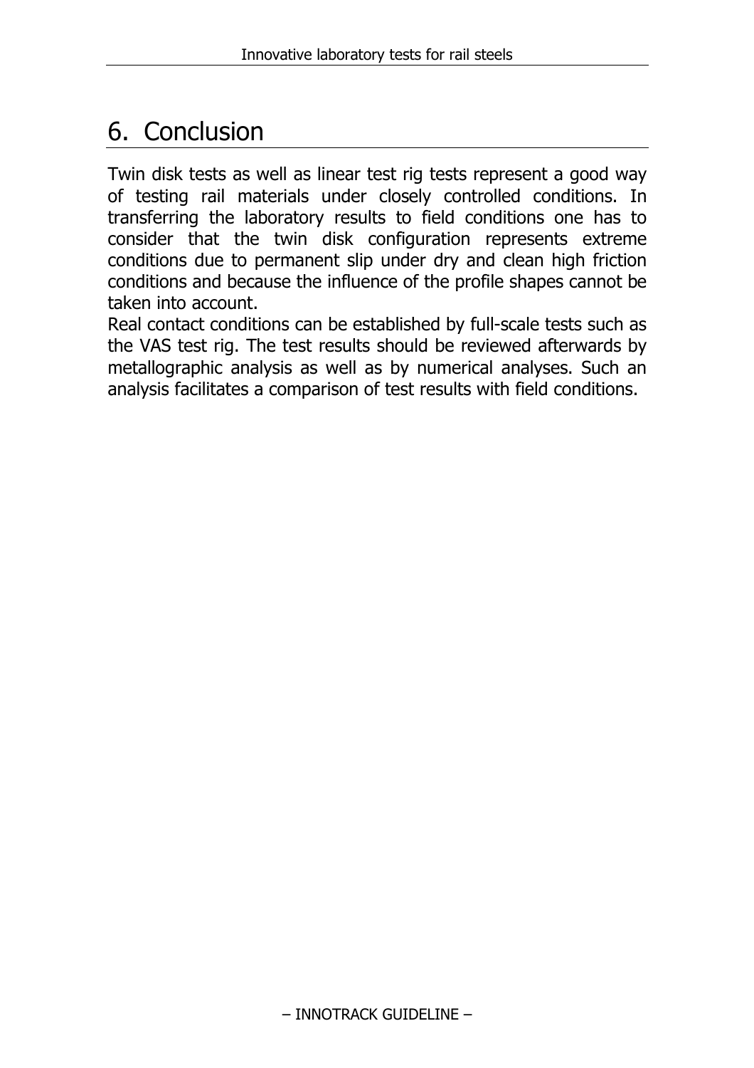# 6. Conclusion

Twin disk tests as well as linear test rig tests represent a good way of testing rail materials under closely controlled conditions. In transferring the laboratory results to field conditions one has to consider that the twin disk configuration represents extreme conditions due to permanent slip under dry and clean high friction conditions and because the influence of the profile shapes cannot be taken into account.

Real contact conditions can be established by full-scale tests such as the VAS test rig. The test results should be reviewed afterwards by metallographic analysis as well as by numerical analyses. Such an analysis facilitates a comparison of test results with field conditions.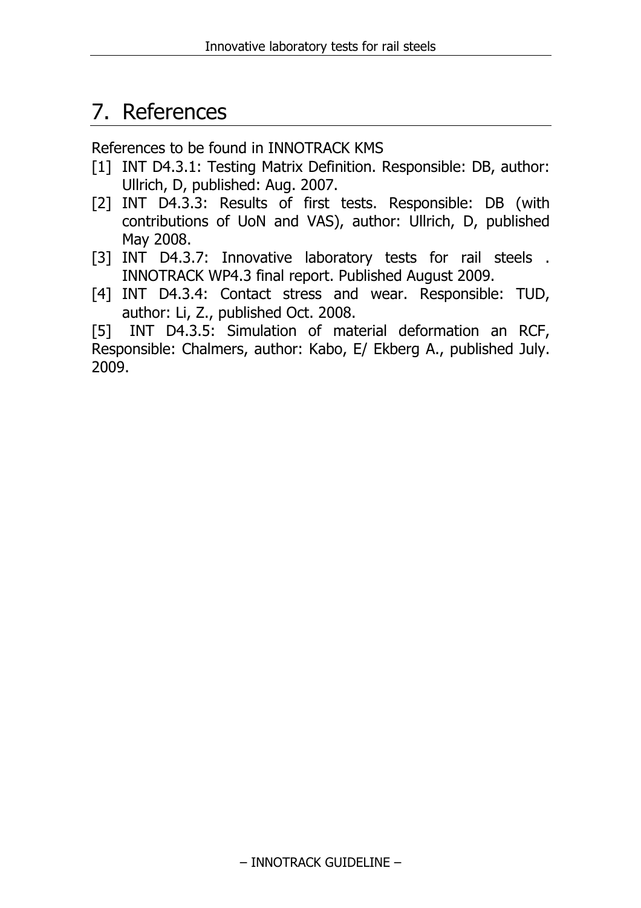# 7. References

References to be found in INNOTRACK KMS

[1] INT D4.3.1: Testing Matrix Definition. Responsible: DB, author: Ullrich, D, published: Aug. 2007.

[2] INT D4.3.3: Results of first tests. Responsible: DB (with contributions of UoN and VAS), author: Ullrich, D, published May 2008.

[3] INT D4.3.7: Innovative laboratory tests for rail steels . INNOTRACK WP4.3 final report. Published August 2009.

[4] INT D4.3.4: Contact stress and wear. Responsible: TUD, author: Li, Z., published Oct. 2008.

[5] INT D4.3.5: Simulation of material deformation an RCF, Responsible: Chalmers, author: Kabo, E/ Ekberg A., published July. 2009.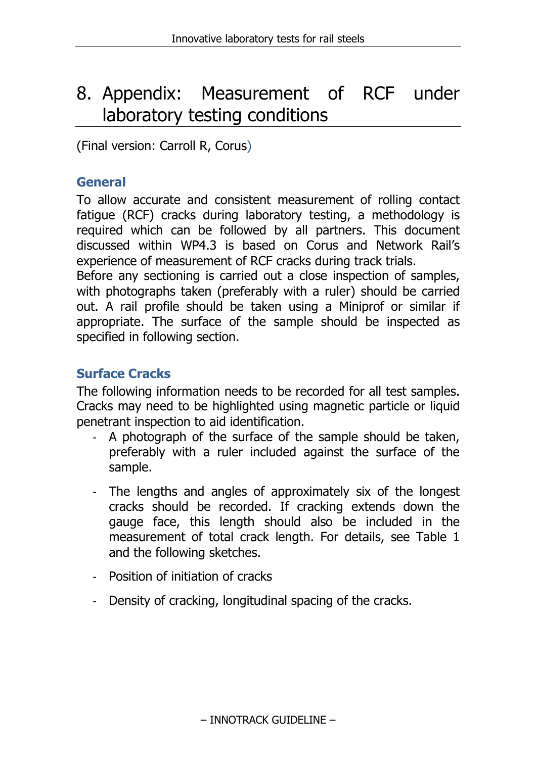# 8. Appendix: Measurement of RCF under laboratory testing conditions

(Final version: Carroll R, Corus)

### General

To allow accurate and consistent measurement of rolling contact fatigue (RCF) cracks during laboratory testing, a methodology is required which can be followed by all partners. This document discussed within WP4.3 is based on Corus and Network Rail's experience of measurement of RCF cracks during track trials.
Before any sectioning is carried out a close inspection of samples, with photographs taken (preferably with a ruler) should be carried out. A rail profile should be taken using a Miniprof or similar if appropriate. The surface of the sample should be inspected as specified in following section.

### Surface Cracks

The following information needs to be recorded for all test samples. Cracks may need to be highlighted using magnetic particle or liquid penetrant inspection to aid identification.

- A photograph of the surface of the sample should be taken, preferably with a ruler included against the surface of the sample.
- The lengths and angles of approximately six of the longest cracks should be recorded. If cracking extends down the gauge face, this length should also be included in the measurement of total crack length. For details, see Table 1 and the following sketches.
- Position of initiation of cracks
- Density of cracking, longitudinal spacing of the cracks.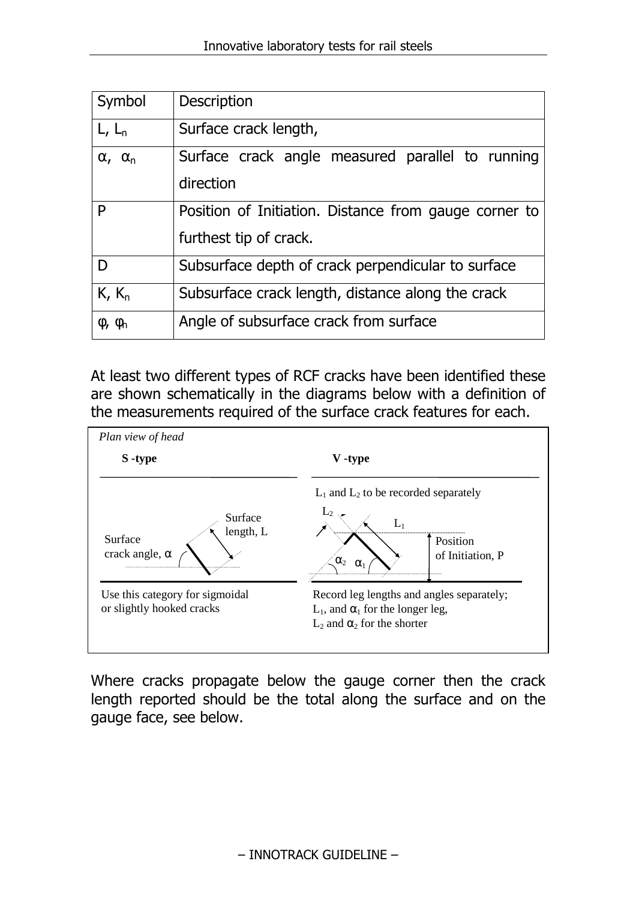| Symbol | Description |
|---|---|
| $L$, $L_n$ | Surface crack length, |
| $\alpha$, $\alpha_n$ | Surface crack angle measured parallel to running direction |
| P | Position of Initiation. Distance from gauge corner to furthest tip of crack. |
| D | Subsurface depth of crack perpendicular to surface |
| $K$, $K_n$ | Subsurface crack length, distance along the crack |
| $\varphi$, $\varphi_n$ | Angle of subsurface crack from surface |

At least two different types of RCF cracks have been identified these are shown schematically in the diagrams below with a definition of the measurements required of the surface crack features for each.

*Plan view of head*

**S -type**

Surface length, L

Surface crack angle, $\alpha$

Use this category for sigmoidal or slightly hooked cracks

**V -type**

$L_1$ and $L_2$ to be recorded separately

$L_2$ $L_1$ $\alpha_2$ $\alpha_1$

Position of Initiation, P

Record leg lengths and angles separately; $L_1$, and $\alpha_1$ for the longer leg, $L_2$ and $\alpha_2$ for the shorter

Where cracks propagate below the gauge corner then the crack length reported should be the total along the surface and on the gauge face, see below.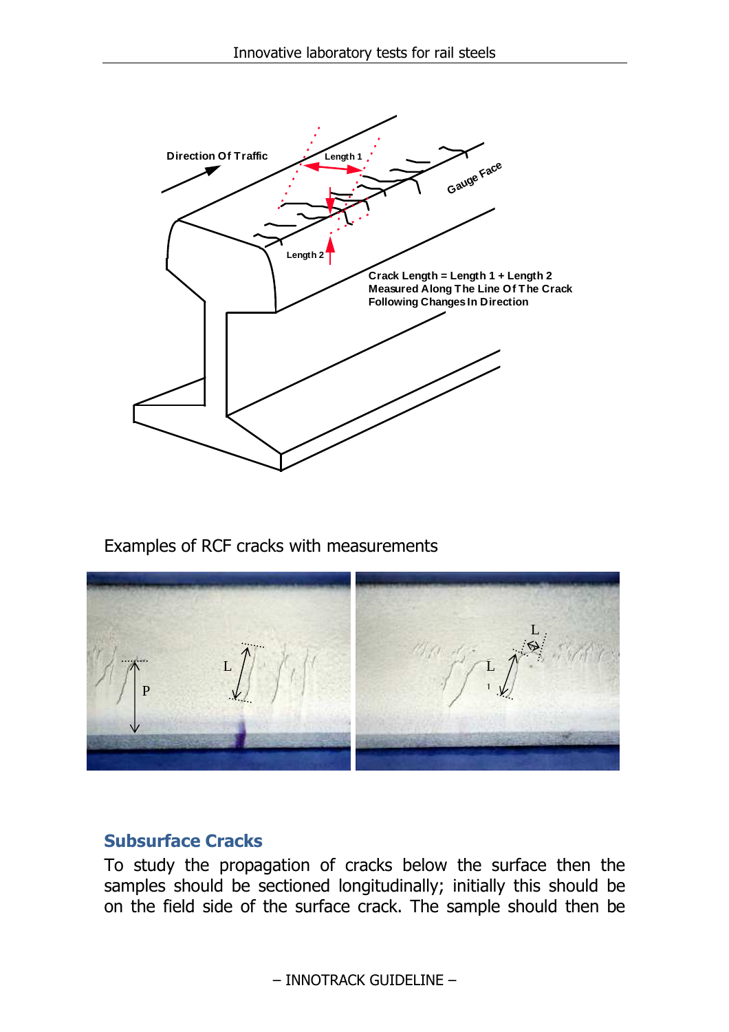Examples of RCF cracks with measurements

## Subsurface Cracks

To study the propagation of cracks below the surface then the samples should be sectioned longitudinally; initially this should be on the field side of the surface crack. The sample should then be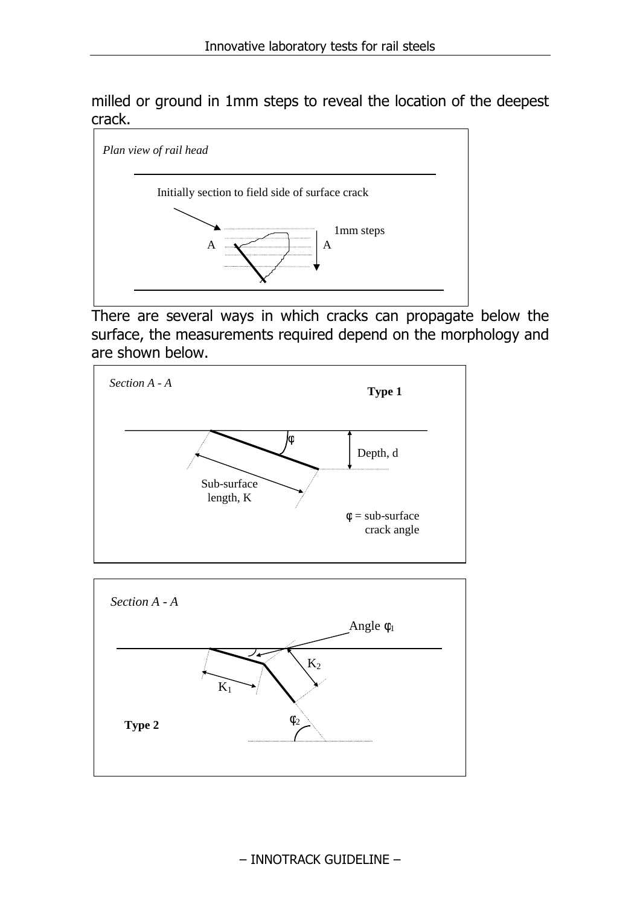milled or ground in 1mm steps to reveal the location of the deepest crack.

*Plan view of rail head*

Initially section to field side of surface crack

1mm steps

A A

There are several ways in which cracks can propagate below the surface, the measurements required depend on the morphology and are shown below.

*Section A - A*

**Type 1**

$\varphi$

Depth, d

Sub-surface length, K

$\varphi$ = sub-surface crack angle

*Section A - A*

Angle $\varphi_1$

$K_2$

$K_1$

$\varphi_2$

**Type 2**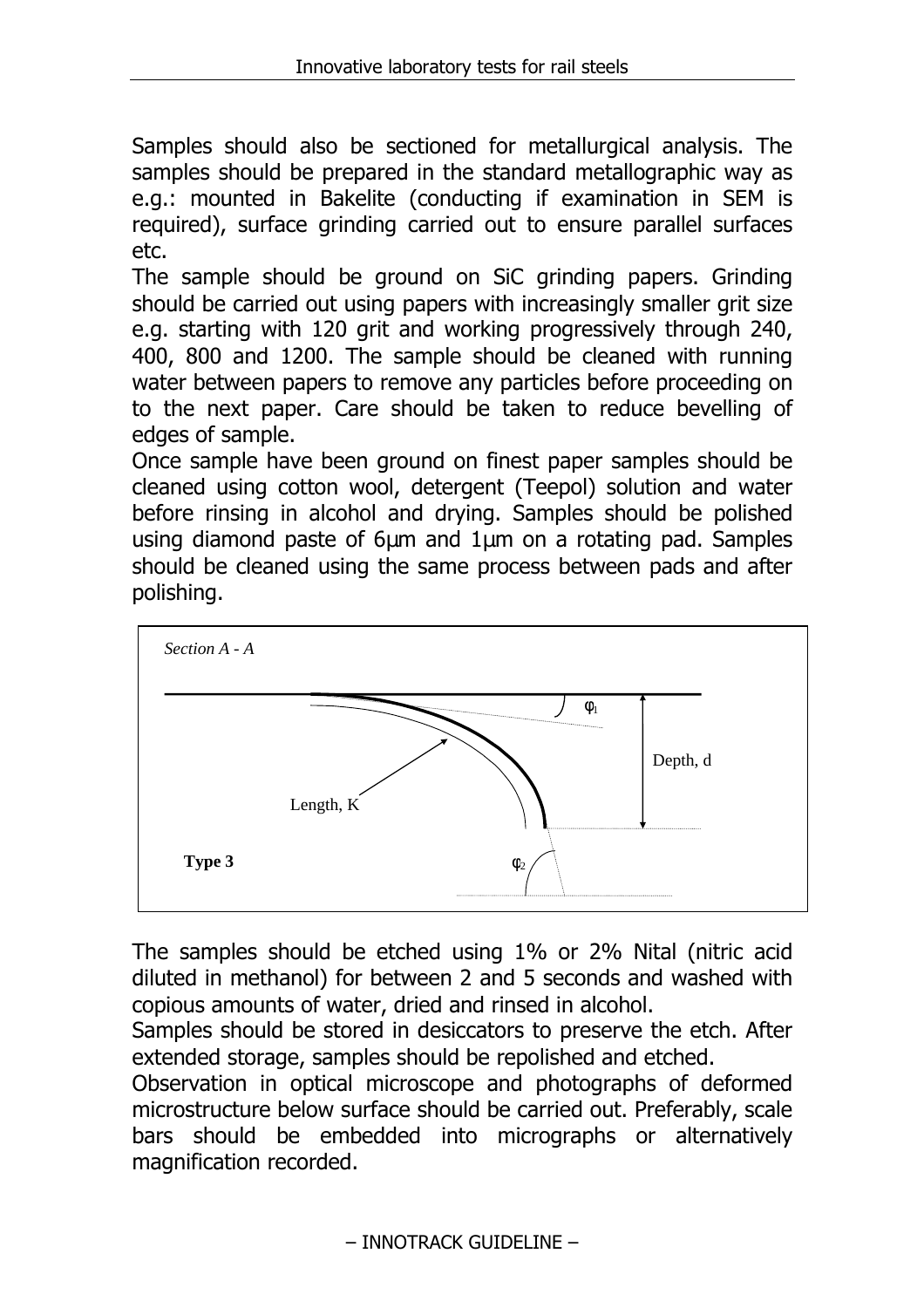Samples should also be sectioned for metallurgical analysis. The samples should be prepared in the standard metallographic way as e.g.: mounted in Bakelite (conducting if examination in SEM is required), surface grinding carried out to ensure parallel surfaces etc.

The sample should be ground on SiC grinding papers. Grinding should be carried out using papers with increasingly smaller grit size e.g. starting with 120 grit and working progressively through 240, 400, 800 and 1200. The sample should be cleaned with running water between papers to remove any particles before proceeding on to the next paper. Care should be taken to reduce bevelling of edges of sample.

Once sample have been ground on finest paper samples should be cleaned using cotton wool, detergent (Teepol) solution and water before rinsing in alcohol and drying. Samples should be polished using diamond paste of 6µm and 1µm on a rotating pad. Samples should be cleaned using the same process between pads and after polishing.

*Section A - A*

$\varphi_1$

Depth, d

Length, K

**Type 3**

$\varphi_2$

The samples should be etched using 1% or 2% Nital (nitric acid diluted in methanol) for between 2 and 5 seconds and washed with copious amounts of water, dried and rinsed in alcohol.

Samples should be stored in desiccators to preserve the etch. After extended storage, samples should be repolished and etched.

Observation in optical microscope and photographs of deformed microstructure below surface should be carried out. Preferably, scale bars should be embedded into micrographs or alternatively magnification recorded.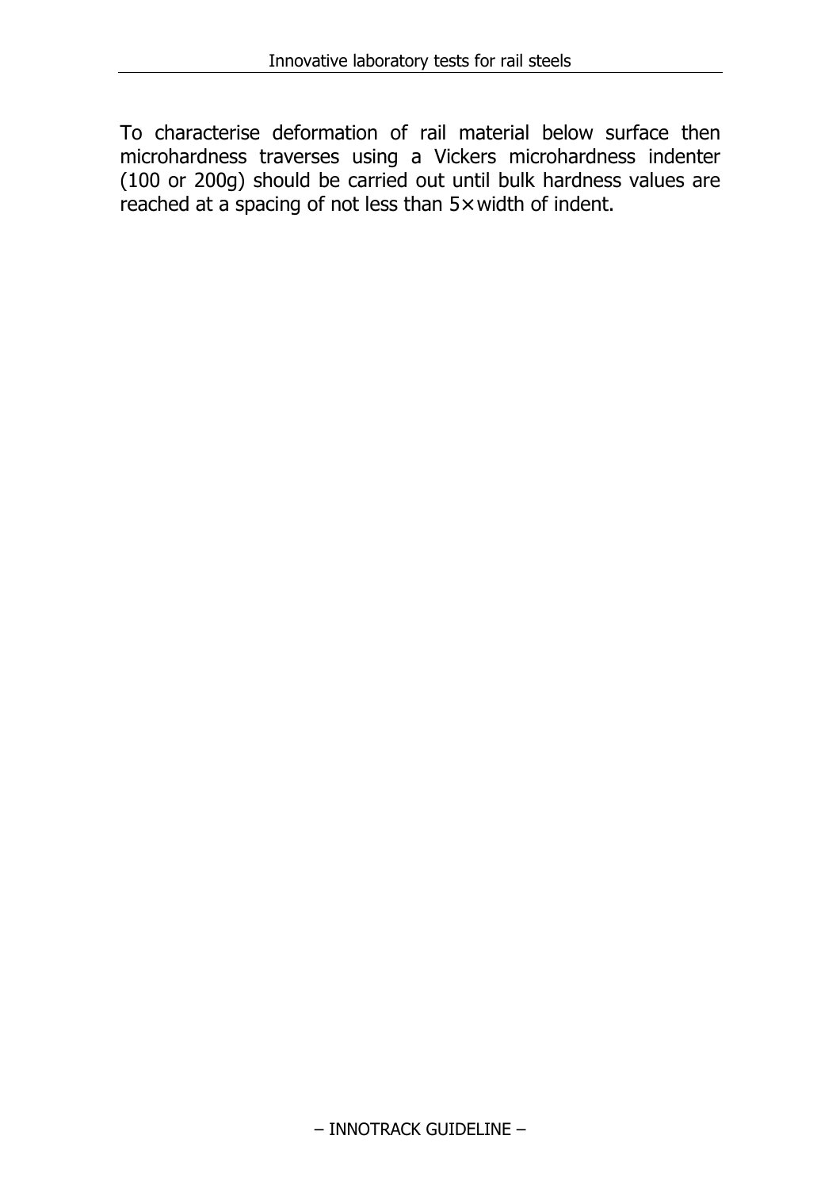To characterise deformation of rail material below surface then microhardness traverses using a Vickers microhardness indenter (100 or 200g) should be carried out until bulk hardness values are reached at a spacing of not less than 5× width of indent.